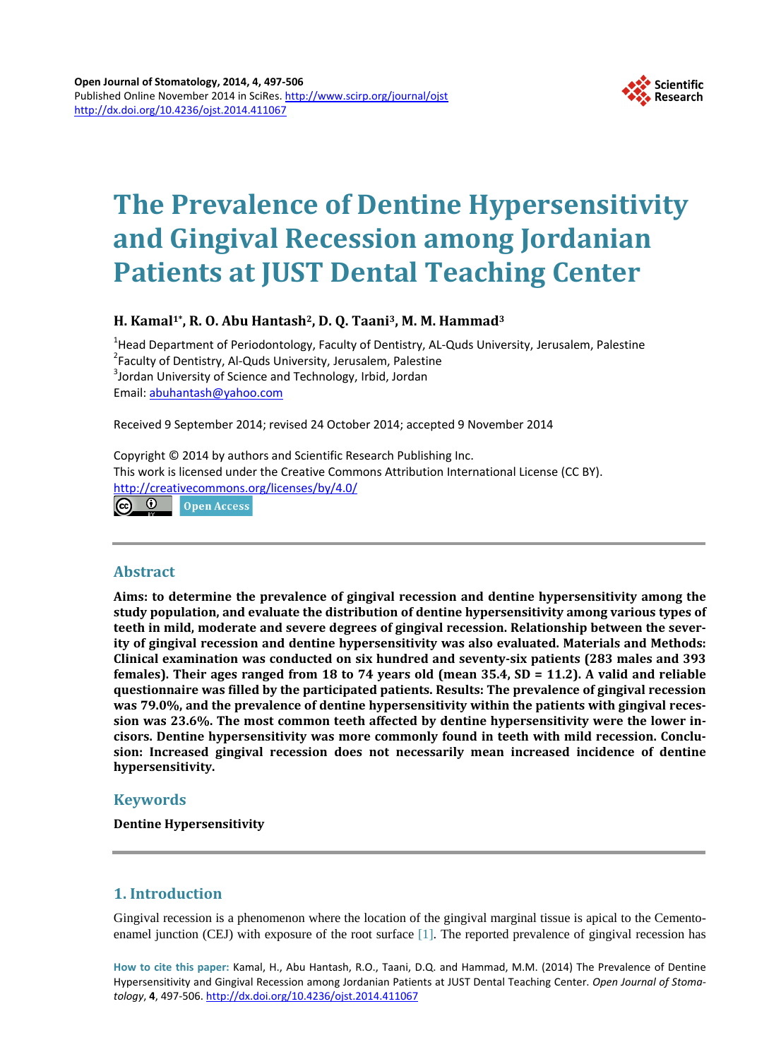# The Prevalence of Dentine Hypersensitivity and Gingival Recession among Jordanian Patients at JUST Dental Teaching Center

**H. Kamal[1*], R. O. Abu Hantash[2], D. Q. Taani[3], M. M. Hammad[3]**

[1]Head Department of Periodontology, Faculty of Dentistry, AL-Quds University, Jerusalem, Palestine
[2]Faculty of Dentistry, Al-Quds University, Jerusalem, Palestine
[3]Jordan University of Science and Technology, Irbid, Jordan
Email: abuhantash@yahoo.com

Received 9 September 2014; revised 24 October 2014; accepted 9 November 2014

Copyright © 2014 by authors and Scientific Research Publishing Inc.
This work is licensed under the Creative Commons Attribution International License (CC BY).
http://creativecommons.org/licenses/by/4.0/

Open Access

## Abstract

**Aims: to determine the prevalence of gingival recession and dentine hypersensitivity among the study population, and evaluate the distribution of dentine hypersensitivity among various types of teeth in mild, moderate and severe degrees of gingival recession. Relationship between the severity of gingival recession and dentine hypersensitivity was also evaluated. Materials and Methods: Clinical examination was conducted on six hundred and seventy-six patients (283 males and 393 females). Their ages ranged from 18 to 74 years old (mean 35.4, SD = 11.2). A valid and reliable questionnaire was filled by the participated patients. Results: The prevalence of gingival recession was 79.0%, and the prevalence of dentine hypersensitivity within the patients with gingival recession was 23.6%. The most common teeth affected by dentine hypersensitivity were the lower incisors. Dentine hypersensitivity was more commonly found in teeth with mild recession. Conclusion: Increased gingival recession does not necessarily mean increased incidence of dentine hypersensitivity.**

## Keywords

**Dentine Hypersensitivity**

## 1. Introduction

Gingival recession is a phenomenon where the location of the gingival marginal tissue is apical to the Cemento-enamel junction (CEJ) with exposure of the root surface [1]. The reported prevalence of gingival recession has

**How to cite this paper:** Kamal, H., Abu Hantash, R.O., Taani, D.Q. and Hammad, M.M. (2014) The Prevalence of Dentine Hypersensitivity and Gingival Recession among Jordanian Patients at JUST Dental Teaching Center. *Open Journal of Stomatology*, **4**, 497-506. http://dx.doi.org/10.4236/ojst.2014.411067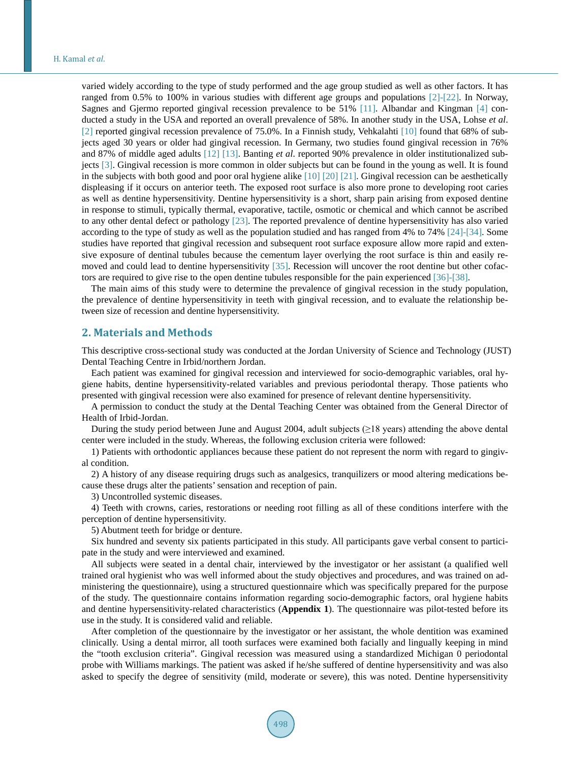varied widely according to the type of study performed and the age group studied as well as other factors. It has ranged from 0.5% to 100% in various studies with different age groups and populations [2]-[22]. In Norway, Sagnes and Gjermo reported gingival recession prevalence to be 51% [11]. Albandar and Kingman [4] conducted a study in the USA and reported an overall prevalence of 58%. In another study in the USA, Lohse *et al*. [2] reported gingival recession prevalence of 75.0%. In a Finnish study, Vehkalahti [10] found that 68% of subjects aged 30 years or older had gingival recession. In Germany, two studies found gingival recession in 76% and 87% of middle aged adults [12] [13]. Banting *et al*. reported 90% prevalence in older institutionalized subjects [3]. Gingival recession is more common in older subjects but can be found in the young as well. It is found in the subjects with both good and poor oral hygiene alike [10] [20] [21]. Gingival recession can be aesthetically displeasing if it occurs on anterior teeth. The exposed root surface is also more prone to developing root caries as well as dentine hypersensitivity. Dentine hypersensitivity is a short, sharp pain arising from exposed dentine in response to stimuli, typically thermal, evaporative, tactile, osmotic or chemical and which cannot be ascribed to any other dental defect or pathology [23]. The reported prevalence of dentine hypersensitivity has also varied according to the type of study as well as the population studied and has ranged from 4% to 74% [24]-[34]. Some studies have reported that gingival recession and subsequent root surface exposure allow more rapid and extensive exposure of dentinal tubules because the cementum layer overlying the root surface is thin and easily removed and could lead to dentine hypersensitivity [35]. Recession will uncover the root dentine but other cofactors are required to give rise to the open dentine tubules responsible for the pain experienced [36]-[38].

The main aims of this study were to determine the prevalence of gingival recession in the study population, the prevalence of dentine hypersensitivity in teeth with gingival recession, and to evaluate the relationship between size of recession and dentine hypersensitivity.

## 2. Materials and Methods

This descriptive cross-sectional study was conducted at the Jordan University of Science and Technology (JUST) Dental Teaching Centre in Irbid/northern Jordan.

Each patient was examined for gingival recession and interviewed for socio-demographic variables, oral hygiene habits, dentine hypersensitivity-related variables and previous periodontal therapy. Those patients who presented with gingival recession were also examined for presence of relevant dentine hypersensitivity.

A permission to conduct the study at the Dental Teaching Center was obtained from the General Director of Health of Irbid-Jordan.

During the study period between June and August 2004, adult subjects (≥18 years) attending the above dental center were included in the study. Whereas, the following exclusion criteria were followed:

1) Patients with orthodontic appliances because these patient do not represent the norm with regard to gingival condition.

2) A history of any disease requiring drugs such as analgesics, tranquilizers or mood altering medications because these drugs alter the patients' sensation and reception of pain.

3) Uncontrolled systemic diseases.

4) Teeth with crowns, caries, restorations or needing root filling as all of these conditions interfere with the perception of dentine hypersensitivity.

5) Abutment teeth for bridge or denture.

Six hundred and seventy six patients participated in this study. All participants gave verbal consent to participate in the study and were interviewed and examined.

All subjects were seated in a dental chair, interviewed by the investigator or her assistant (a qualified well trained oral hygienist who was well informed about the study objectives and procedures, and was trained on administering the questionnaire), using a structured questionnaire which was specifically prepared for the purpose of the study. The questionnaire contains information regarding socio-demographic factors, oral hygiene habits and dentine hypersensitivity-related characteristics (**Appendix 1**). The questionnaire was pilot-tested before its use in the study. It is considered valid and reliable.

After completion of the questionnaire by the investigator or her assistant, the whole dentition was examined clinically. Using a dental mirror, all tooth surfaces were examined both facially and lingually keeping in mind the "tooth exclusion criteria". Gingival recession was measured using a standardized Michigan 0 periodontal probe with Williams markings. The patient was asked if he/she suffered of dentine hypersensitivity and was also asked to specify the degree of sensitivity (mild, moderate or severe), this was noted. Dentine hypersensitivity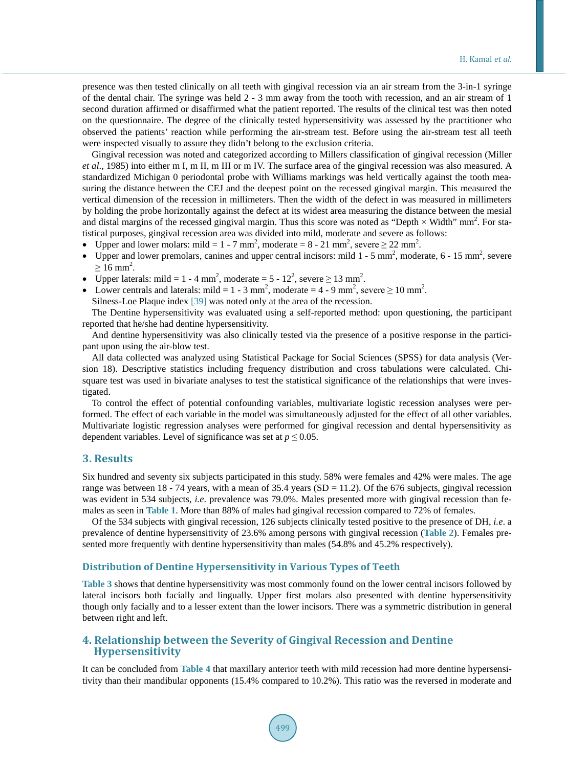presence was then tested clinically on all teeth with gingival recession via an air stream from the 3-in-1 syringe of the dental chair. The syringe was held 2 - 3 mm away from the tooth with recession, and an air stream of 1 second duration affirmed or disaffirmed what the patient reported. The results of the clinical test was then noted on the questionnaire. The degree of the clinically tested hypersensitivity was assessed by the practitioner who observed the patients' reaction while performing the air-stream test. Before using the air-stream test all teeth were inspected visually to assure they didn't belong to the exclusion criteria.

Gingival recession was noted and categorized according to Millers classification of gingival recession (Miller *et al*., 1985) into either m I, m II, m III or m IV. The surface area of the gingival recession was also measured. A standardized Michigan 0 periodontal probe with Williams markings was held vertically against the tooth measuring the distance between the CEJ and the deepest point on the recessed gingival margin. This measured the vertical dimension of the recession in millimeters. Then the width of the defect in was measured in millimeters by holding the probe horizontally against the defect at its widest area measuring the distance between the mesial and distal margins of the recessed gingival margin. Thus this score was noted as "Depth × Width" $mm^2$. For statistical purposes, gingival recession area was divided into mild, moderate and severe as follows:

- Upper and lower molars: mild = 1 - 7 $mm^2$, moderate = 8 - 21 $mm^2$, severe ≥ 22 $mm^2$.
- Upper and lower premolars, canines and upper central incisors: mild 1 - 5 $mm^2$, moderate, 6 - 15 $mm^2$, severe ≥ 16 $mm^2$.
- Upper laterals: mild = 1 - 4 $mm^2$, moderate = 5 - $12^2$, severe ≥ 13 $mm^2$.
- Lower centrals and laterals: mild = 1 - 3 $mm^2$, moderate = 4 - 9 $mm^2$, severe ≥ 10 $mm^2$.

Silness-Loe Plaque index [39] was noted only at the area of the recession.

The Dentine hypersensitivity was evaluated using a self-reported method: upon questioning, the participant reported that he/she had dentine hypersensitivity.

And dentine hypersensitivity was also clinically tested via the presence of a positive response in the participant upon using the air-blow test.

All data collected was analyzed using Statistical Package for Social Sciences (SPSS) for data analysis (Version 18). Descriptive statistics including frequency distribution and cross tabulations were calculated. Chi-square test was used in bivariate analyses to test the statistical significance of the relationships that were investigated.

To control the effect of potential confounding variables, multivariate logistic recession analyses were performed. The effect of each variable in the model was simultaneously adjusted for the effect of all other variables. Multivariate logistic regression analyses were performed for gingival recession and dental hypersensitivity as dependent variables. Level of significance was set at $p \leq 0.05$.

## 3. Results

Six hundred and seventy six subjects participated in this study. 58% were females and 42% were males. The age range was between 18 - 74 years, with a mean of 35.4 years (SD = 11.2). Of the 676 subjects, gingival recession was evident in 534 subjects, *i.e*. prevalence was 79.0%. Males presented more with gingival recession than females as seen in **Table 1**. More than 88% of males had gingival recession compared to 72% of females.

Of the 534 subjects with gingival recession, 126 subjects clinically tested positive to the presence of DH, *i.e*. a prevalence of dentine hypersensitivity of 23.6% among persons with gingival recession (**Table 2**). Females presented more frequently with dentine hypersensitivity than males (54.8% and 45.2% respectively).

### Distribution of Dentine Hypersensitivity in Various Types of Teeth

**Table 3** shows that dentine hypersensitivity was most commonly found on the lower central incisors followed by lateral incisors both facially and lingually. Upper first molars also presented with dentine hypersensitivity though only facially and to a lesser extent than the lower incisors. There was a symmetric distribution in general between right and left.

## 4. Relationship between the Severity of Gingival Recession and Dentine Hypersensitivity

It can be concluded from **Table 4** that maxillary anterior teeth with mild recession had more dentine hypersensitivity than their mandibular opponents (15.4% compared to 10.2%). This ratio was the reversed in moderate and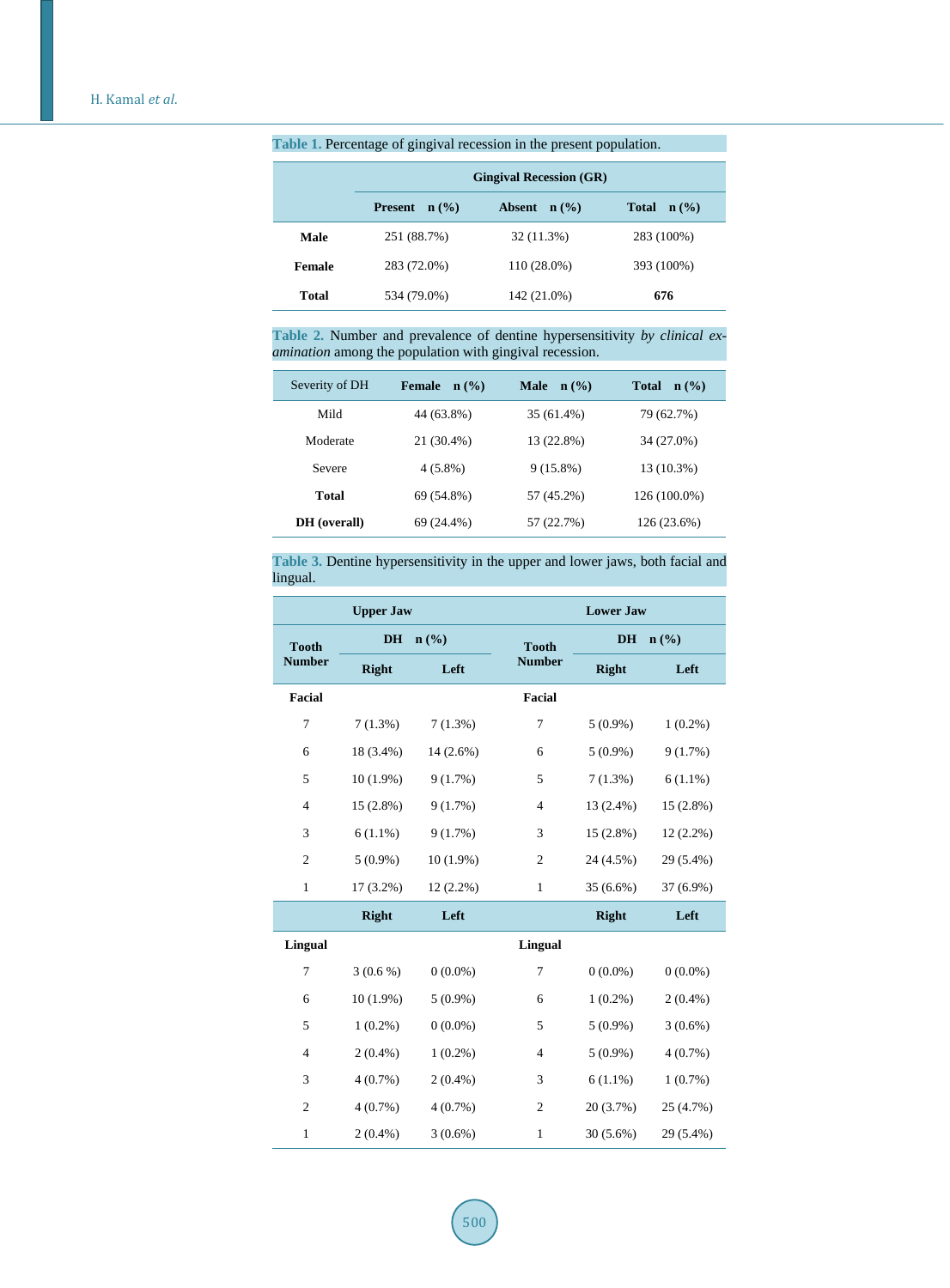**Table 1.** Percentage of gingival recession in the present population.

| | Gingival Recession (GR) | | |
|---|---|---|---|
| | Present n (%) | Absent n (%) | Total n (%) |
| **Male** | 251 (88.7%) | 32 (11.3%) | 283 (100%) |
| **Female** | 283 (72.0%) | 110 (28.0%) | 393 (100%) |
| **Total** | 534 (79.0%) | 142 (21.0%) | **676** |

**Table 2.** Number and prevalence of dentine hypersensitivity *by clinical examination* among the population with gingival recession.

| Severity of DH | Female n (%) | Male n (%) | Total n (%) |
|---|---|---|---|
| Mild | 44 (63.8%) | 35 (61.4%) | 79 (62.7%) |
| Moderate | 21 (30.4%) | 13 (22.8%) | 34 (27.0%) |
| Severe | 4 (5.8%) | 9 (15.8%) | 13 (10.3%) |
| **Total** | 69 (54.8%) | 57 (45.2%) | 126 (100.0%) |
| **DH (overall)** | 69 (24.4%) | 57 (22.7%) | 126 (23.6%) |

**Table 3.** Dentine hypersensitivity in the upper and lower jaws, both facial and lingual.

| Upper Jaw | | | Lower Jaw | | |
|---|---|---|---|---|---|
| Tooth Number | DH n (%) | | Tooth Number | DH n (%) | |
| | Right | Left | | Right | Left |
| **Facial** | | | **Facial** | | |
| 7 | 7 (1.3%) | 7 (1.3%) | 7 | 5 (0.9%) | 1 (0.2%) |
| 6 | 18 (3.4%) | 14 (2.6%) | 6 | 5 (0.9%) | 9 (1.7%) |
| 5 | 10 (1.9%) | 9 (1.7%) | 5 | 7 (1.3%) | 6 (1.1%) |
| 4 | 15 (2.8%) | 9 (1.7%) | 4 | 13 (2.4%) | 15 (2.8%) |
| 3 | 6 (1.1%) | 9 (1.7%) | 3 | 15 (2.8%) | 12 (2.2%) |
| 2 | 5 (0.9%) | 10 (1.9%) | 2 | 24 (4.5%) | 29 (5.4%) |
| 1 | 17 (3.2%) | 12 (2.2%) | 1 | 35 (6.6%) | 37 (6.9%) |
| | **Right** | **Left** | | **Right** | **Left** |
| **Lingual** | | | **Lingual** | | |
| 7 | 3 (0.6 %) | 0 (0.0%) | 7 | 0 (0.0%) | 0 (0.0%) |
| 6 | 10 (1.9%) | 5 (0.9%) | 6 | 1 (0.2%) | 2 (0.4%) |
| 5 | 1 (0.2%) | 0 (0.0%) | 5 | 5 (0.9%) | 3 (0.6%) |
| 4 | 2 (0.4%) | 1 (0.2%) | 4 | 5 (0.9%) | 4 (0.7%) |
| 3 | 4 (0.7%) | 2 (0.4%) | 3 | 6 (1.1%) | 1 (0.7%) |
| 2 | 4 (0.7%) | 4 (0.7%) | 2 | 20 (3.7%) | 25 (4.7%) |
| 1 | 2 (0.4%) | 3 (0.6%) | 1 | 30 (5.6%) | 29 (5.4%) |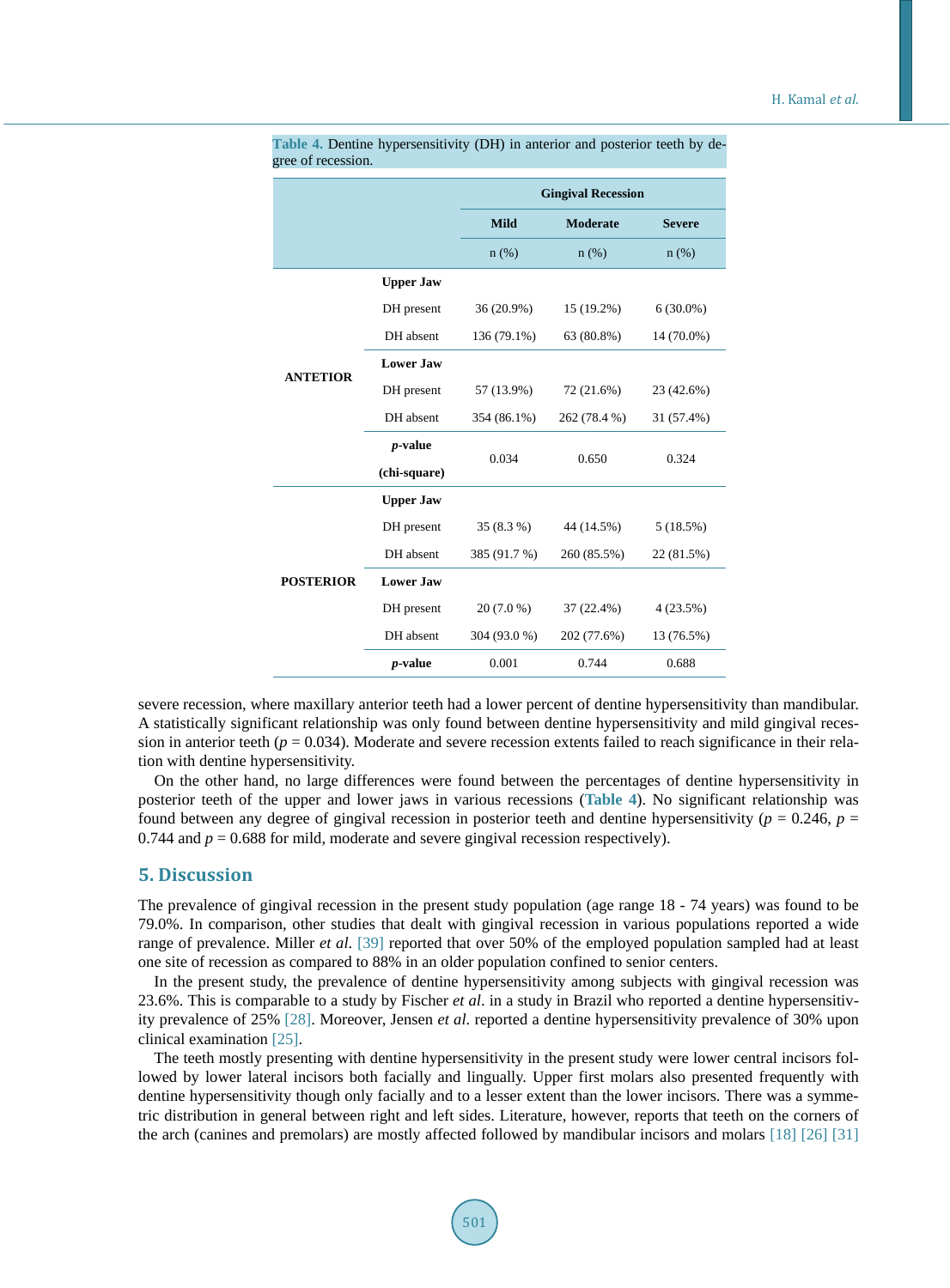**Table 4.** Dentine hypersensitivity (DH) in anterior and posterior teeth by degree of recession.

| | | Gingival Recession | | |
|---|---|---|---|---|
| | | Mild | Moderate | Severe |
| | | n (%) | n (%) | n (%) |
| **ANTETIOR** | **Upper Jaw** | | | |
| | DH present | 36 (20.9%) | 15 (19.2%) | 6 (30.0%) |
| | DH absent | 136 (79.1%) | 63 (80.8%) | 14 (70.0%) |
| | **Lower Jaw** | | | |
| | DH present | 57 (13.9%) | 72 (21.6%) | 23 (42.6%) |
| | DH absent | 354 (86.1%) | 262 (78.4 %) | 31 (57.4%) |
| | ***p*-value (chi-square)** | 0.034 | 0.650 | 0.324 |
| **POSTERIOR** | **Upper Jaw** | | | |
| | DH present | 35 (8.3 %) | 44 (14.5%) | 5 (18.5%) |
| | DH absent | 385 (91.7 %) | 260 (85.5%) | 22 (81.5%) |
| | **Lower Jaw** | | | |
| | DH present | 20 (7.0 %) | 37 (22.4%) | 4 (23.5%) |
| | DH absent | 304 (93.0 %) | 202 (77.6%) | 13 (76.5%) |
| | ***p*-value** | 0.001 | 0.744 | 0.688 |

severe recession, where maxillary anterior teeth had a lower percent of dentine hypersensitivity than mandibular. A statistically significant relationship was only found between dentine hypersensitivity and mild gingival recession in anterior teeth ($p = 0.034$). Moderate and severe recession extents failed to reach significance in their relation with dentine hypersensitivity.

On the other hand, no large differences were found between the percentages of dentine hypersensitivity in posterior teeth of the upper and lower jaws in various recessions (**Table 4**). No significant relationship was found between any degree of gingival recession in posterior teeth and dentine hypersensitivity ($p = 0.246$, $p = 0.744$ and $p = 0.688$ for mild, moderate and severe gingival recession respectively).

## 5. Discussion

The prevalence of gingival recession in the present study population (age range 18 - 74 years) was found to be 79.0%. In comparison, other studies that dealt with gingival recession in various populations reported a wide range of prevalence. Miller *et al.* [39] reported that over 50% of the employed population sampled had at least one site of recession as compared to 88% in an older population confined to senior centers.

In the present study, the prevalence of dentine hypersensitivity among subjects with gingival recession was 23.6%. This is comparable to a study by Fischer *et al.* in a study in Brazil who reported a dentine hypersensitivity prevalence of 25% [28]. Moreover, Jensen *et al.* reported a dentine hypersensitivity prevalence of 30% upon clinical examination [25].

The teeth mostly presenting with dentine hypersensitivity in the present study were lower central incisors followed by lower lateral incisors both facially and lingually. Upper first molars also presented frequently with dentine hypersensitivity though only facially and to a lesser extent than the lower incisors. There was a symmetric distribution in general between right and left sides. Literature, however, reports that teeth on the corners of the arch (canines and premolars) are mostly affected followed by mandibular incisors and molars [18] [26] [31]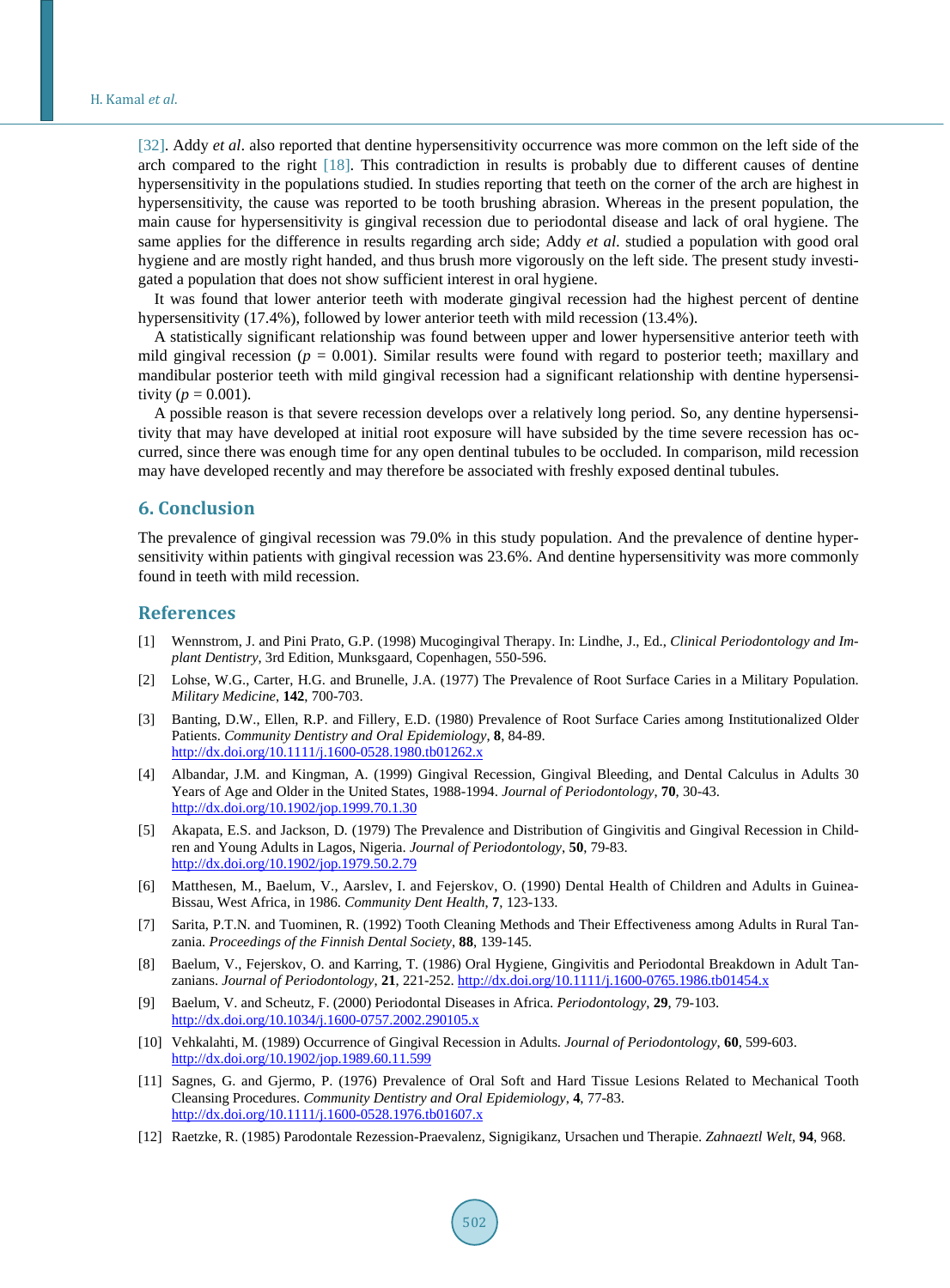[32]. Addy *et al*. also reported that dentine hypersensitivity occurrence was more common on the left side of the arch compared to the right [18]. This contradiction in results is probably due to different causes of dentine hypersensitivity in the populations studied. In studies reporting that teeth on the corner of the arch are highest in hypersensitivity, the cause was reported to be tooth brushing abrasion. Whereas in the present population, the main cause for hypersensitivity is gingival recession due to periodontal disease and lack of oral hygiene. The same applies for the difference in results regarding arch side; Addy *et al*. studied a population with good oral hygiene and are mostly right handed, and thus brush more vigorously on the left side. The present study investigated a population that does not show sufficient interest in oral hygiene.

It was found that lower anterior teeth with moderate gingival recession had the highest percent of dentine hypersensitivity (17.4%), followed by lower anterior teeth with mild recession (13.4%).

A statistically significant relationship was found between upper and lower hypersensitive anterior teeth with mild gingival recession ($p = 0.001$). Similar results were found with regard to posterior teeth; maxillary and mandibular posterior teeth with mild gingival recession had a significant relationship with dentine hypersensitivity ($p = 0.001$).

A possible reason is that severe recession develops over a relatively long period. So, any dentine hypersensitivity that may have developed at initial root exposure will have subsided by the time severe recession has occurred, since there was enough time for any open dentinal tubules to be occluded. In comparison, mild recession may have developed recently and may therefore be associated with freshly exposed dentinal tubules.

## 6. Conclusion

The prevalence of gingival recession was 79.0% in this study population. And the prevalence of dentine hypersensitivity within patients with gingival recession was 23.6%. And dentine hypersensitivity was more commonly found in teeth with mild recession.

## References

[1] Wennstrom, J. and Pini Prato, G.P. (1998) Mucogingival Therapy. In: Lindhe, J., Ed., *Clinical Periodontology and Implant Dentistry*, 3rd Edition, Munksgaard, Copenhagen, 550-596.

[2] Lohse, W.G., Carter, H.G. and Brunelle, J.A. (1977) The Prevalence of Root Surface Caries in a Military Population. *Military Medicine*, **142**, 700-703.

[3] Banting, D.W., Ellen, R.P. and Fillery, E.D. (1980) Prevalence of Root Surface Caries among Institutionalized Older Patients. *Community Dentistry and Oral Epidemiology*, **8**, 84-89. http://dx.doi.org/10.1111/j.1600-0528.1980.tb01262.x

[4] Albandar, J.M. and Kingman, A. (1999) Gingival Recession, Gingival Bleeding, and Dental Calculus in Adults 30 Years of Age and Older in the United States, 1988-1994. *Journal of Periodontology*, **70**, 30-43. http://dx.doi.org/10.1902/jop.1999.70.1.30

[5] Akapata, E.S. and Jackson, D. (1979) The Prevalence and Distribution of Gingivitis and Gingival Recession in Children and Young Adults in Lagos, Nigeria. *Journal of Periodontology*, **50**, 79-83. http://dx.doi.org/10.1902/jop.1979.50.2.79

[6] Matthesen, M., Baelum, V., Aarslev, I. and Fejerskov, O. (1990) Dental Health of Children and Adults in Guinea-Bissau, West Africa, in 1986. *Community Dent Health*, **7**, 123-133.

[7] Sarita, P.T.N. and Tuominen, R. (1992) Tooth Cleaning Methods and Their Effectiveness among Adults in Rural Tanzania. *Proceedings of the Finnish Dental Society*, **88**, 139-145.

[8] Baelum, V., Fejerskov, O. and Karring, T. (1986) Oral Hygiene, Gingivitis and Periodontal Breakdown in Adult Tanzanians. *Journal of Periodontology*, **21**, 221-252. http://dx.doi.org/10.1111/j.1600-0765.1986.tb01454.x

[9] Baelum, V. and Scheutz, F. (2000) Periodontal Diseases in Africa. *Periodontology*, **29**, 79-103. http://dx.doi.org/10.1034/j.1600-0757.2002.290105.x

[10] Vehkalahti, M. (1989) Occurrence of Gingival Recession in Adults. *Journal of Periodontology*, **60**, 599-603. http://dx.doi.org/10.1902/jop.1989.60.11.599

[11] Sagnes, G. and Gjermo, P. (1976) Prevalence of Oral Soft and Hard Tissue Lesions Related to Mechanical Tooth Cleansing Procedures. *Community Dentistry and Oral Epidemiology*, **4**, 77-83. http://dx.doi.org/10.1111/j.1600-0528.1976.tb01607.x

[12] Raetzke, R. (1985) Parodontale Rezession-Praevalenz, Signigikanz, Ursachen und Therapie. *Zahnaeztl Welt*, **94**, 968.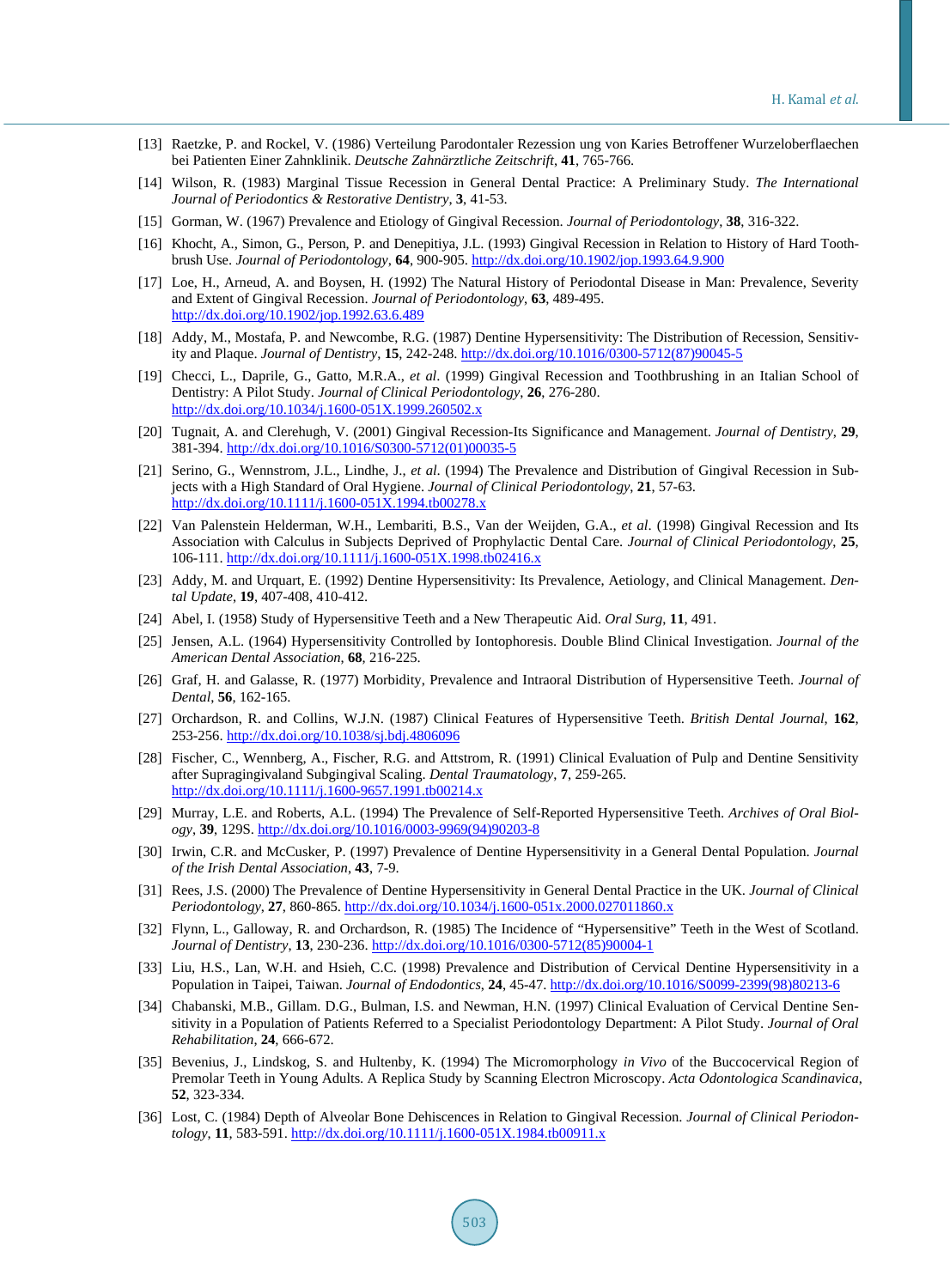[13] Raetzke, P. and Rockel, V. (1986) Verteilung Parodontaler Rezession ung von Karies Betroffener Wurzeloberflaechen bei Patienten Einer Zahnklinik. *Deutsche Zahnärztliche Zeitschrift*, **41**, 765-766.

[14] Wilson, R. (1983) Marginal Tissue Recession in General Dental Practice: A Preliminary Study. *The International Journal of Periodontics & Restorative Dentistry*, **3**, 41-53.

[15] Gorman, W. (1967) Prevalence and Etiology of Gingival Recession. *Journal of Periodontology*, **38**, 316-322.

[16] Khocht, A., Simon, G., Person, P. and Denepitiya, J.L. (1993) Gingival Recession in Relation to History of Hard Toothbrush Use. *Journal of Periodontology*, **64**, 900-905. http://dx.doi.org/10.1902/jop.1993.64.9.900

[17] Loe, H., Arneud, A. and Boysen, H. (1992) The Natural History of Periodontal Disease in Man: Prevalence, Severity and Extent of Gingival Recession. *Journal of Periodontology*, **63**, 489-495. http://dx.doi.org/10.1902/jop.1992.63.6.489

[18] Addy, M., Mostafa, P. and Newcombe, R.G. (1987) Dentine Hypersensitivity: The Distribution of Recession, Sensitivity and Plaque. *Journal of Dentistry*, **15**, 242-248. http://dx.doi.org/10.1016/0300-5712(87)90045-5

[19] Checci, L., Daprile, G., Gatto, M.R.A., *et al*. (1999) Gingival Recession and Toothbrushing in an Italian School of Dentistry: A Pilot Study. *Journal of Clinical Periodontology*, **26**, 276-280. http://dx.doi.org/10.1034/j.1600-051X.1999.260502.x

[20] Tugnait, A. and Clerehugh, V. (2001) Gingival Recession-Its Significance and Management. *Journal of Dentistry*, **29**, 381-394. http://dx.doi.org/10.1016/S0300-5712(01)00035-5

[21] Serino, G., Wennstrom, J.L., Lindhe, J., *et al.* (1994) The Prevalence and Distribution of Gingival Recession in Subjects with a High Standard of Oral Hygiene. *Journal of Clinical Periodontology*, **21**, 57-63. http://dx.doi.org/10.1111/j.1600-051X.1994.tb00278.x

[22] Van Palenstein Helderman, W.H., Lembariti, B.S., Van der Weijden, G.A., *et al*. (1998) Gingival Recession and Its Association with Calculus in Subjects Deprived of Prophylactic Dental Care. *Journal of Clinical Periodontology*, **25**, 106-111. http://dx.doi.org/10.1111/j.1600-051X.1998.tb02416.x

[23] Addy, M. and Urquart, E. (1992) Dentine Hypersensitivity: Its Prevalence, Aetiology, and Clinical Management. *Dental Update*, **19**, 407-408, 410-412.

[24] Abel, I. (1958) Study of Hypersensitive Teeth and a New Therapeutic Aid. *Oral Surg*, **11**, 491.

[25] Jensen, A.L. (1964) Hypersensitivity Controlled by Iontophoresis. Double Blind Clinical Investigation. *Journal of the American Dental Association*, **68**, 216-225.

[26] Graf, H. and Galasse, R. (1977) Morbidity, Prevalence and Intraoral Distribution of Hypersensitive Teeth. *Journal of Dental*, **56**, 162-165.

[27] Orchardson, R. and Collins, W.J.N. (1987) Clinical Features of Hypersensitive Teeth. *British Dental Journal*, **162**, 253-256. http://dx.doi.org/10.1038/sj.bdj.4806096

[28] Fischer, C., Wennberg, A., Fischer, R.G. and Attstrom, R. (1991) Clinical Evaluation of Pulp and Dentine Sensitivity after Supragingivaland Subgingival Scaling. *Dental Traumatology*, **7**, 259-265. http://dx.doi.org/10.1111/j.1600-9657.1991.tb00214.x

[29] Murray, L.E. and Roberts, A.L. (1994) The Prevalence of Self-Reported Hypersensitive Teeth. *Archives of Oral Biology*, **39**, 129S. http://dx.doi.org/10.1016/0003-9969(94)90203-8

[30] Irwin, C.R. and McCusker, P. (1997) Prevalence of Dentine Hypersensitivity in a General Dental Population. *Journal of the Irish Dental Association*, **43**, 7-9.

[31] Rees, J.S. (2000) The Prevalence of Dentine Hypersensitivity in General Dental Practice in the UK. *Journal of Clinical Periodontology*, **27**, 860-865. http://dx.doi.org/10.1034/j.1600-051x.2000.027011860.x

[32] Flynn, L., Galloway, R. and Orchardson, R. (1985) The Incidence of "Hypersensitive" Teeth in the West of Scotland. *Journal of Dentistry*, **13**, 230-236. http://dx.doi.org/10.1016/0300-5712(85)90004-1

[33] Liu, H.S., Lan, W.H. and Hsieh, C.C. (1998) Prevalence and Distribution of Cervical Dentine Hypersensitivity in a Population in Taipei, Taiwan. *Journal of Endodontics*, **24**, 45-47. http://dx.doi.org/10.1016/S0099-2399(98)80213-6

[34] Chabanski, M.B., Gillam. D.G., Bulman, I.S. and Newman, H.N. (1997) Clinical Evaluation of Cervical Dentine Sensitivity in a Population of Patients Referred to a Specialist Periodontology Department: A Pilot Study. *Journal of Oral Rehabilitation*, **24**, 666-672.

[35] Bevenius, J., Lindskog, S. and Hultenby, K. (1994) The Micromorphology *in Vivo* of the Buccocervical Region of Premolar Teeth in Young Adults. A Replica Study by Scanning Electron Microscopy. *Acta Odontologica Scandinavica*, **52**, 323-334.

[36] Lost, C. (1984) Depth of Alveolar Bone Dehiscences in Relation to Gingival Recession. *Journal of Clinical Periodontology*, **11**, 583-591. http://dx.doi.org/10.1111/j.1600-051X.1984.tb00911.x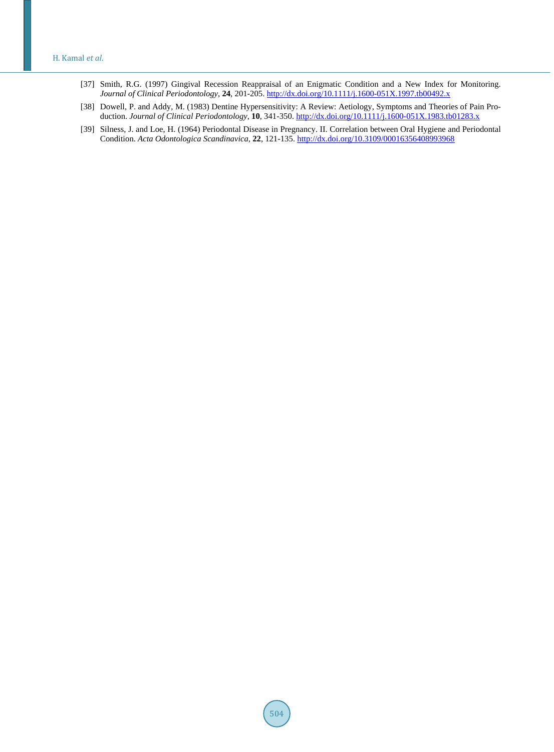[37] Smith, R.G. (1997) Gingival Recession Reappraisal of an Enigmatic Condition and a New Index for Monitoring. *Journal of Clinical Periodontology*, **24**, 201-205. http://dx.doi.org/10.1111/j.1600-051X.1997.tb00492.x

[38] Dowell, P. and Addy, M. (1983) Dentine Hypersensitivity: A Review: Aetiology, Symptoms and Theories of Pain Production. *Journal of Clinical Periodontology*, **10**, 341-350. http://dx.doi.org/10.1111/j.1600-051X.1983.tb01283.x

[39] Silness, J. and Loe, H. (1964) Periodontal Disease in Pregnancy. II. Correlation between Oral Hygiene and Periodontal Condition. *Acta Odontologica Scandinavica*, **22**, 121-135. http://dx.doi.org/10.3109/00016356408993968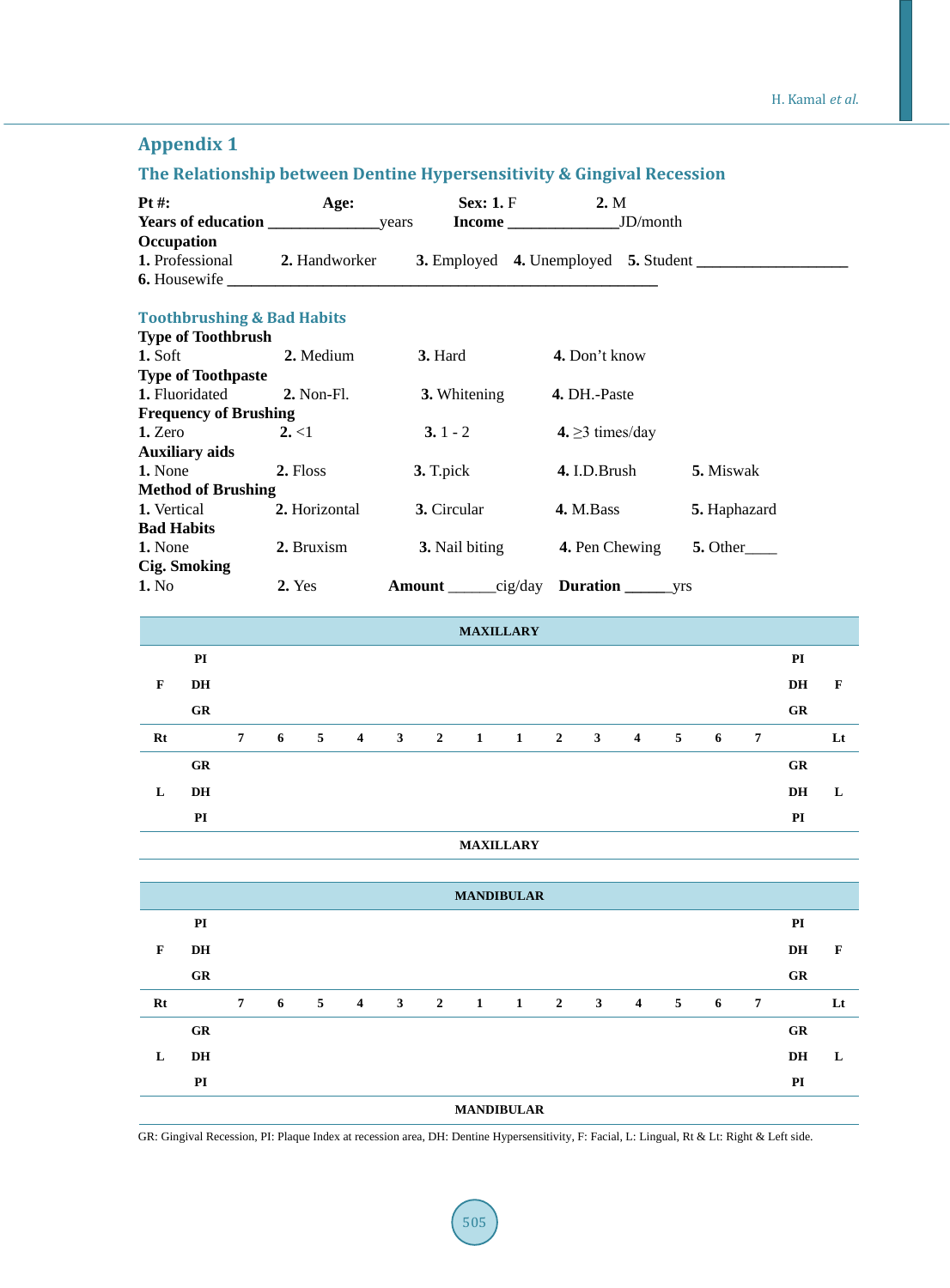## Appendix 1

### The Relationship between Dentine Hypersensitivity & Gingival Recession

**Pt #:** **Age:** **Sex: 1.** F **2.** M

**Years of education** _____________years **Income** _____________JD/month

**Occupation**

**1.** Professional **2.** Handworker **3.** Employed **4.** Unemployed **5.** Student __________________

**6.** Housewife ______________________________________________________

### Toothbrushing & Bad Habits

**Type of Toothbrush**

**1.** Soft **2.** Medium **3.** Hard **4.** Don't know

**Type of Toothpaste**

**1.** Fluoridated **2.** Non-Fl. **3.** Whitening **4.** DH.-Paste

**Frequency of Brushing**

**1.** Zero **2.** <1 **3.** 1 - 2 **4.** ≥3 times/day

**Auxiliary aids**

**1.** None **2.** Floss **3.** T.pick **4.** I.D.Brush **5.** Miswak

**Method of Brushing**

**1.** Vertical **2.** Horizontal **3.** Circular **4.** M.Bass **5.** Haphazard

**Bad Habits**

**1.** None **2.** Bruxism **3.** Nail biting **4.** Pen Chewing **5.** Other____

**Cig. Smoking**

**1.** No **2.** Yes **Amount** ______cig/day **Duration** ______yrs

| | | | | | | | | | | | | | | | | | |
|---|---|---|---|---|---|---|---|---|---|---|---|---|---|---|---|---|---|
| **MAXILLARY** | | | | | | | | | | | | | | | | | |
| | **PI** | | | | | | | | | | | | | | | **PI** | |
| **F** | **DH** | | | | | | | | | | | | | | | **DH** | **F** |
| | **GR** | | | | | | | | | | | | | | | **GR** | |
| **Rt** | | **7** | **6** | **5** | **4** | **3** | **2** | **1** | **1** | **2** | **3** | **4** | **5** | **6** | **7** | | **Lt** |
| | **GR** | | | | | | | | | | | | | | | **GR** | |
| **L** | **DH** | | | | | | | | | | | | | | | **DH** | **L** |
| | **PI** | | | | | | | | | | | | | | | **PI** | |
| **MAXILLARY** | | | | | | | | | | | | | | | | | |

| | | | | | | | | | | | | | | | | | |
|---|---|---|---|---|---|---|---|---|---|---|---|---|---|---|---|---|---|
| **MANDIBULAR** | | | | | | | | | | | | | | | | | |
| | **PI** | | | | | | | | | | | | | | | **PI** | |
| **F** | **DH** | | | | | | | | | | | | | | | **DH** | **F** |
| | **GR** | | | | | | | | | | | | | | | **GR** | |
| **Rt** | | **7** | **6** | **5** | **4** | **3** | **2** | **1** | **1** | **2** | **3** | **4** | **5** | **6** | **7** | | **Lt** |
| | **GR** | | | | | | | | | | | | | | | **GR** | |
| **L** | **DH** | | | | | | | | | | | | | | | **DH** | **L** |
| | **PI** | | | | | | | | | | | | | | | **PI** | |
| **MANDIBULAR** | | | | | | | | | | | | | | | | | |

GR: Gingival Recession, PI: Plaque Index at recession area, DH: Dentine Hypersensitivity, F: Facial, L: Lingual, Rt & Lt: Right & Left side.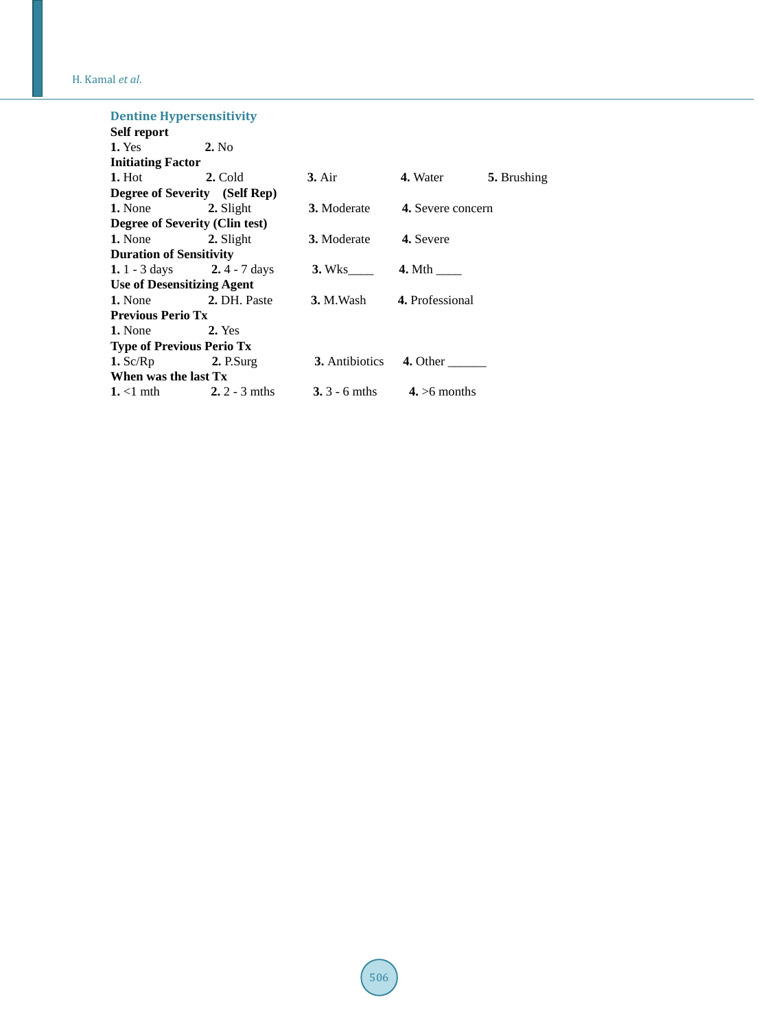### Dentine Hypersensitivity

**Self report**

**1.** Yes  **2.** No

**Initiating Factor**

**1.** Hot  **2.** Cold  **3.** Air  **4.** Water  **5.** Brushing

**Degree of Severity (Self Rep)**

**1.** None  **2.** Slight  **3.** Moderate  **4.** Severe concern

**Degree of Severity (Clin test)**

**1.** None  **2.** Slight  **3.** Moderate  **4.** Severe

**Duration of Sensitivity**

**1.** 1 - 3 days  **2.** 4 - 7 days  **3.** Wks____  **4.** Mth ____

**Use of Desensitizing Agent**

**1.** None  **2.** DH. Paste  **3.** M.Wash  **4.** Professional

**Previous Perio Tx**

**1.** None  **2.** Yes

**Type of Previous Perio Tx**

**1.** Sc/Rp  **2.** P.Surg  **3.** Antibiotics  **4.** Other ______

**When was the last Tx**

**1.** <1 mth  **2.** 2 - 3 mths  **3.** 3 - 6 mths  **4.** >6 months